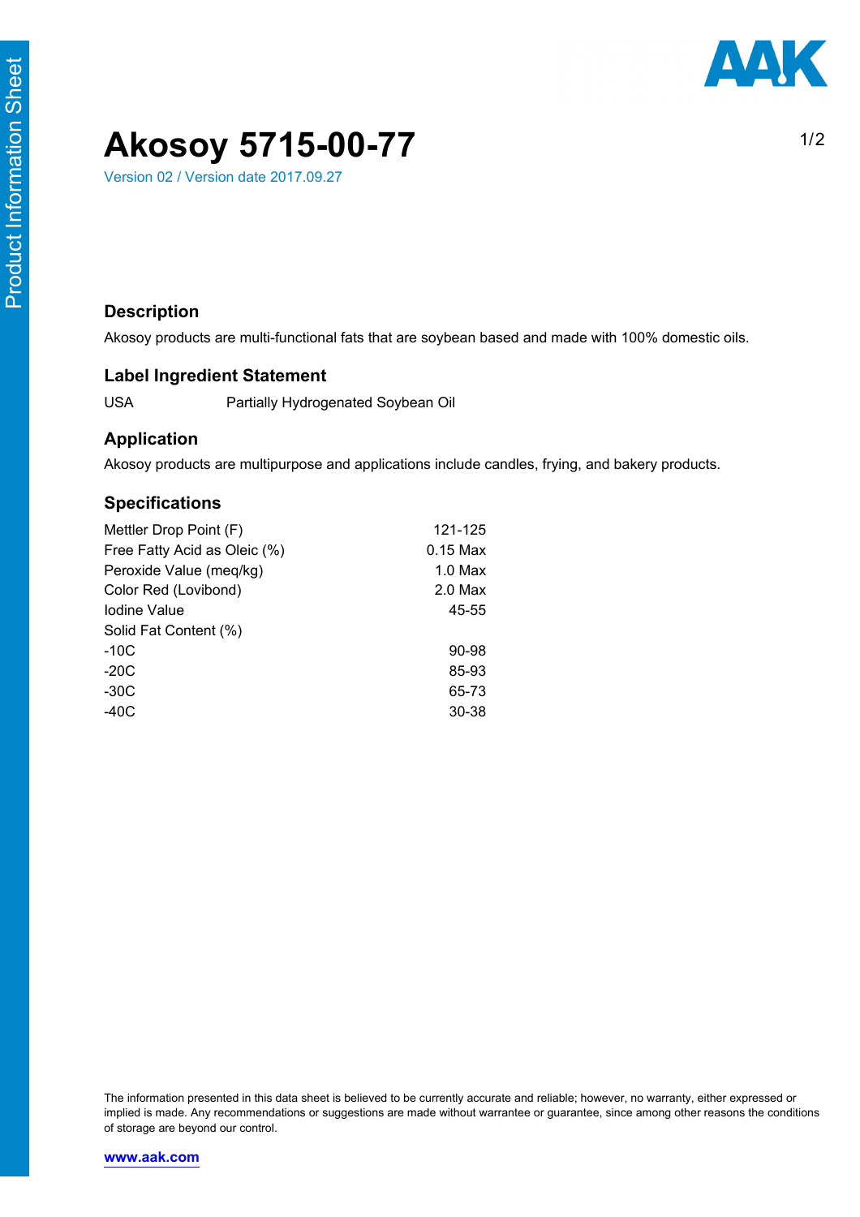# Akosoy 5715-00-77

Version 02 / Version date 2017.09.27

## Description

Akosoy products are multi-functional fats that are soybean based and made with 100% domestic oils.

## Label Ingredient Statement

| | |
|---|---|
| USA | Partially Hydrogenated Soybean Oil |

## Application

Akosoy products are multipurpose and applications include candles, frying, and bakery products.

## Specifications

| | |
|---|---|
| Mettler Drop Point (F) | 121-125 |
| Free Fatty Acid as Oleic (%) | 0.15 Max |
| Peroxide Value (meq/kg) | 1.0 Max |
| Color Red (Lovibond) | 2.0 Max |
| Iodine Value | 45-55 |
| Solid Fat Content (%) | |
| -10C | 90-98 |
| -20C | 85-93 |
| -30C | 65-73 |
| -40C | 30-38 |

The information presented in this data sheet is believed to be currently accurate and reliable; however, no warranty, either expressed or implied is made. Any recommendations or suggestions are made without warrantee or guarantee, since among other reasons the conditions of storage are beyond our control.

**www.aak.com**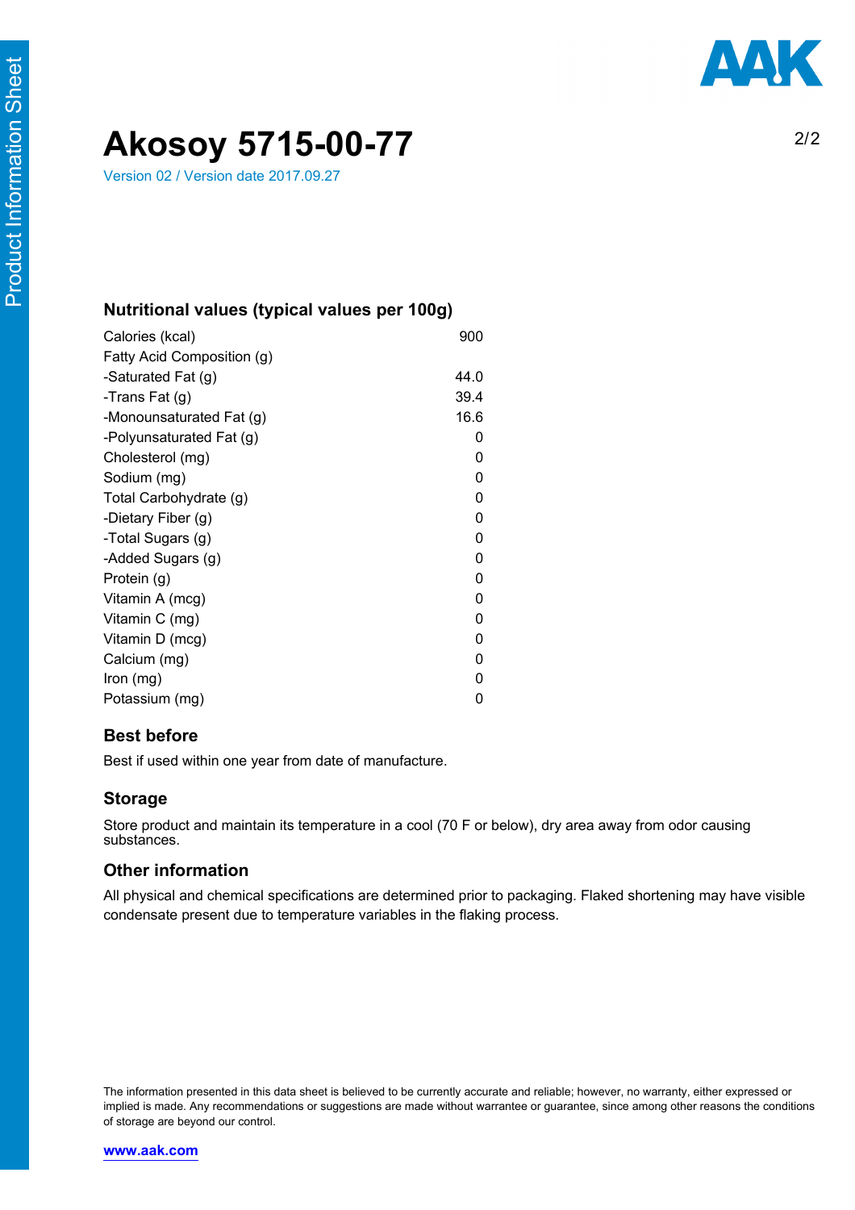# Akosoy 5715-00-77

Version 02 / Version date 2017.09.27

## Nutritional values (typical values per 100g)

| | |
|---|---|
| Calories (kcal) | 900 |
| Fatty Acid Composition (g) | |
| -Saturated Fat (g) | 44.0 |
| -Trans Fat (g) | 39.4 |
| -Monounsaturated Fat (g) | 16.6 |
| -Polyunsaturated Fat (g) | 0 |
| Cholesterol (mg) | 0 |
| Sodium (mg) | 0 |
| Total Carbohydrate (g) | 0 |
| -Dietary Fiber (g) | 0 |
| -Total Sugars (g) | 0 |
| -Added Sugars (g) | 0 |
| Protein (g) | 0 |
| Vitamin A (mcg) | 0 |
| Vitamin C (mg) | 0 |
| Vitamin D (mcg) | 0 |
| Calcium (mg) | 0 |
| Iron (mg) | 0 |
| Potassium (mg) | 0 |

## Best before

Best if used within one year from date of manufacture.

## Storage

Store product and maintain its temperature in a cool (70 F or below), dry area away from odor causing substances.

## Other information

All physical and chemical specifications are determined prior to packaging. Flaked shortening may have visible condensate present due to temperature variables in the flaking process.

The information presented in this data sheet is believed to be currently accurate and reliable; however, no warranty, either expressed or implied is made. Any recommendations or suggestions are made without warrantee or guarantee, since among other reasons the conditions of storage are beyond our control.

**www.aak.com**